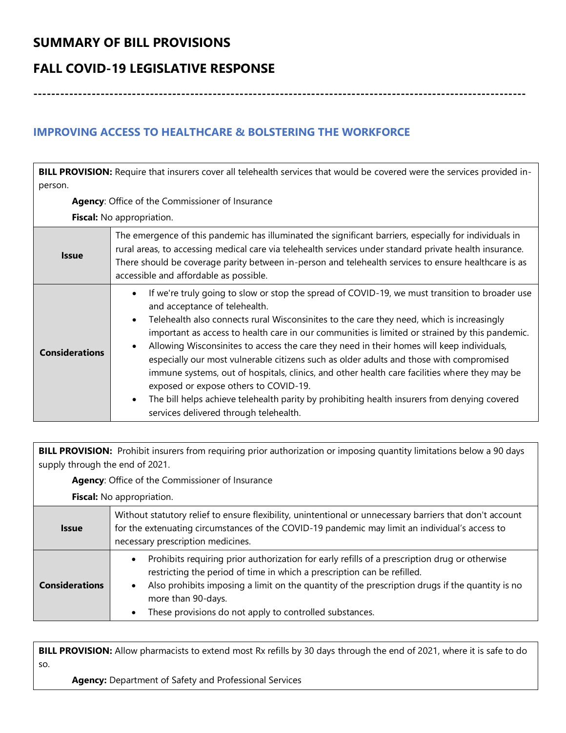# SUMMARY OF BILL PROVISIONS

# FALL COVID-19 LEGISLATIVE RESPONSE

---

## IMPROVING ACCESS TO HEALTHCARE & BOLSTERING THE WORKFORCE

**BILL PROVISION:** Require that insurers cover all telehealth services that would be covered were the services provided in-person.

**Agency**: Office of the Commissioner of Insurance

**Fiscal:** No appropriation.

| | |
|---|---|
| **Issue** | The emergence of this pandemic has illuminated the significant barriers, especially for individuals in rural areas, to accessing medical care via telehealth services under standard private health insurance. There should be coverage parity between in-person and telehealth services to ensure healthcare is as accessible and affordable as possible. |
| **Considerations** | • If we're truly going to slow or stop the spread of COVID-19, we must transition to broader use and acceptance of telehealth.<br>• Telehealth also connects rural Wisconsinites to the care they need, which is increasingly important as access to health care in our communities is limited or strained by this pandemic.<br>• Allowing Wisconsinites to access the care they need in their homes will keep individuals, especially our most vulnerable citizens such as older adults and those with compromised immune systems, out of hospitals, clinics, and other health care facilities where they may be exposed or expose others to COVID-19.<br>• The bill helps achieve telehealth parity by prohibiting health insurers from denying covered services delivered through telehealth. |

**BILL PROVISION:** Prohibit insurers from requiring prior authorization or imposing quantity limitations below a 90 days supply through the end of 2021.

**Agency**: Office of the Commissioner of Insurance

**Fiscal:** No appropriation.

| | |
|---|---|
| **Issue** | Without statutory relief to ensure flexibility, unintentional or unnecessary barriers that don't account for the extenuating circumstances of the COVID-19 pandemic may limit an individual's access to necessary prescription medicines. |
| **Considerations** | • Prohibits requiring prior authorization for early refills of a prescription drug or otherwise restricting the period of time in which a prescription can be refilled.<br>• Also prohibits imposing a limit on the quantity of the prescription drugs if the quantity is no more than 90-days.<br>• These provisions do not apply to controlled substances. |

**BILL PROVISION:** Allow pharmacists to extend most Rx refills by 30 days through the end of 2021, where it is safe to do so.

**Agency:** Department of Safety and Professional Services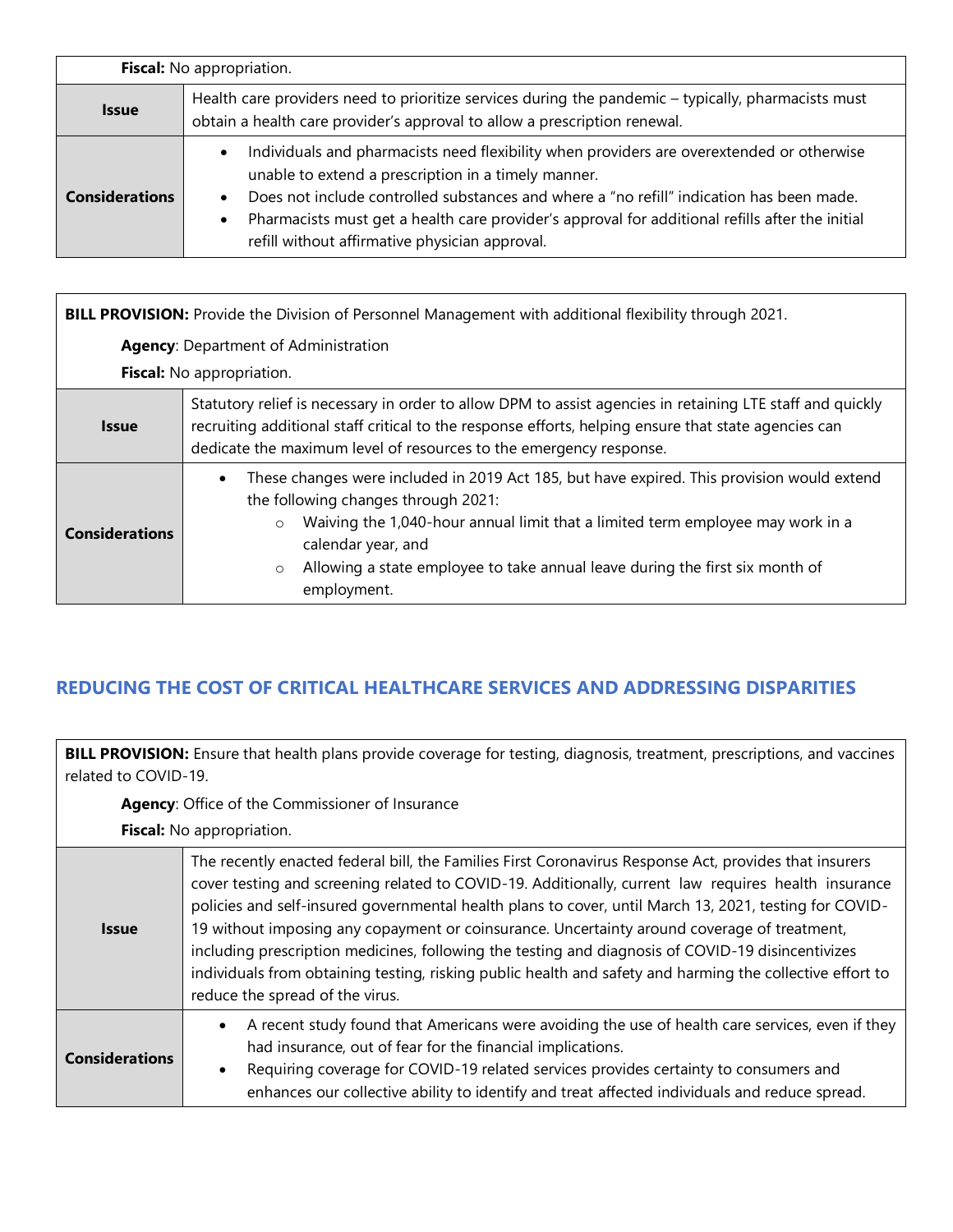**Fiscal:** No appropriation.

| | |
|---|---|
| **Issue** | Health care providers need to prioritize services during the pandemic – typically, pharmacists must obtain a health care provider's approval to allow a prescription renewal. |
| **Considerations** | • Individuals and pharmacists need flexibility when providers are overextended or otherwise unable to extend a prescription in a timely manner.<br>• Does not include controlled substances and where a "no refill" indication has been made.<br>• Pharmacists must get a health care provider's approval for additional refills after the initial refill without affirmative physician approval. |

**BILL PROVISION:** Provide the Division of Personnel Management with additional flexibility through 2021.

**Agency**: Department of Administration

**Fiscal:** No appropriation.

| | |
|---|---|
| **Issue** | Statutory relief is necessary in order to allow DPM to assist agencies in retaining LTE staff and quickly recruiting additional staff critical to the response efforts, helping ensure that state agencies can dedicate the maximum level of resources to the emergency response. |
| **Considerations** | • These changes were included in 2019 Act 185, but have expired. This provision would extend the following changes through 2021:<br>&nbsp;&nbsp;&nbsp;&nbsp;○ Waiving the 1,040-hour annual limit that a limited term employee may work in a calendar year, and<br>&nbsp;&nbsp;&nbsp;&nbsp;○ Allowing a state employee to take annual leave during the first six month of employment. |

## REDUCING THE COST OF CRITICAL HEALTHCARE SERVICES AND ADDRESSING DISPARITIES

**BILL PROVISION:** Ensure that health plans provide coverage for testing, diagnosis, treatment, prescriptions, and vaccines related to COVID-19.

**Agency**: Office of the Commissioner of Insurance

**Fiscal:** No appropriation.

| | |
|---|---|
| **Issue** | The recently enacted federal bill, the Families First Coronavirus Response Act, provides that insurers cover testing and screening related to COVID-19. Additionally, current law requires health insurance policies and self-insured governmental health plans to cover, until March 13, 2021, testing for COVID-19 without imposing any copayment or coinsurance. Uncertainty around coverage of treatment, including prescription medicines, following the testing and diagnosis of COVID-19 disincentivizes individuals from obtaining testing, risking public health and safety and harming the collective effort to reduce the spread of the virus. |
| **Considerations** | • A recent study found that Americans were avoiding the use of health care services, even if they had insurance, out of fear for the financial implications.<br>• Requiring coverage for COVID-19 related services provides certainty to consumers and enhances our collective ability to identify and treat affected individuals and reduce spread. |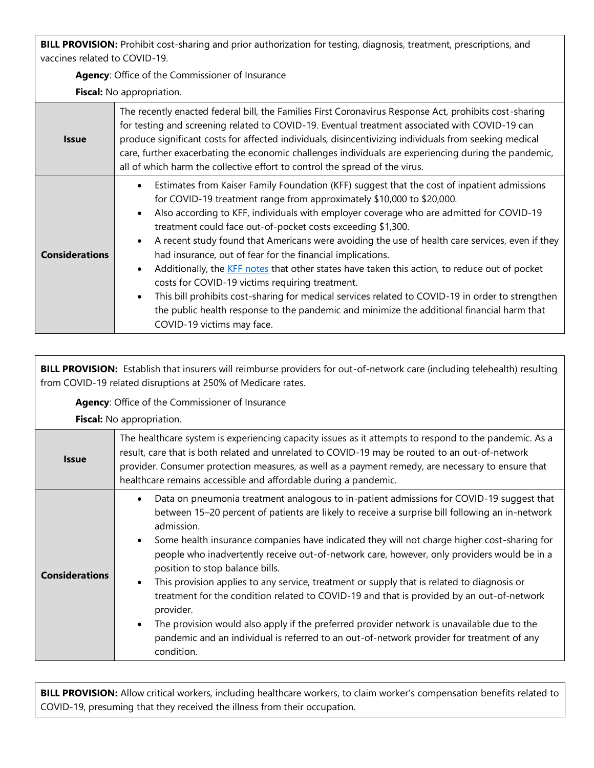**BILL PROVISION:** Prohibit cost-sharing and prior authorization for testing, diagnosis, treatment, prescriptions, and vaccines related to COVID-19.

**Agency**: Office of the Commissioner of Insurance

**Fiscal:** No appropriation.

| | |
|---|---|
| **Issue** | The recently enacted federal bill, the Families First Coronavirus Response Act, prohibits cost-sharing for testing and screening related to COVID-19. Eventual treatment associated with COVID-19 can produce significant costs for affected individuals, disincentivizing individuals from seeking medical care, further exacerbating the economic challenges individuals are experiencing during the pandemic, all of which harm the collective effort to control the spread of the virus. |
| **Considerations** | • Estimates from Kaiser Family Foundation (KFF) suggest that the cost of inpatient admissions for COVID-19 treatment range from approximately $10,000 to $20,000.<br>• Also according to KFF, individuals with employer coverage who are admitted for COVID-19 treatment could face out-of-pocket costs exceeding $1,300.<br>• A recent study found that Americans were avoiding the use of health care services, even if they had insurance, out of fear for the financial implications.<br>• Additionally, the KFF notes that other states have taken this action, to reduce out of pocket costs for COVID-19 victims requiring treatment.<br>• This bill prohibits cost-sharing for medical services related to COVID-19 in order to strengthen the public health response to the pandemic and minimize the additional financial harm that COVID-19 victims may face. |

**BILL PROVISION:** Establish that insurers will reimburse providers for out-of-network care (including telehealth) resulting from COVID-19 related disruptions at 250% of Medicare rates.

**Agency**: Office of the Commissioner of Insurance

**Fiscal:** No appropriation.

| | |
|---|---|
| **Issue** | The healthcare system is experiencing capacity issues as it attempts to respond to the pandemic. As a result, care that is both related and unrelated to COVID-19 may be routed to an out-of-network provider. Consumer protection measures, as well as a payment remedy, are necessary to ensure that healthcare remains accessible and affordable during a pandemic. |
| **Considerations** | • Data on pneumonia treatment analogous to in-patient admissions for COVID-19 suggest that between 15–20 percent of patients are likely to receive a surprise bill following an in-network admission.<br>• Some health insurance companies have indicated they will not charge higher cost-sharing for people who inadvertently receive out-of-network care, however, only providers would be in a position to stop balance bills.<br>• This provision applies to any service, treatment or supply that is related to diagnosis or treatment for the condition related to COVID-19 and that is provided by an out-of-network provider.<br>• The provision would also apply if the preferred provider network is unavailable due to the pandemic and an individual is referred to an out-of-network provider for treatment of any condition. |

**BILL PROVISION:** Allow critical workers, including healthcare workers, to claim worker's compensation benefits related to COVID-19, presuming that they received the illness from their occupation.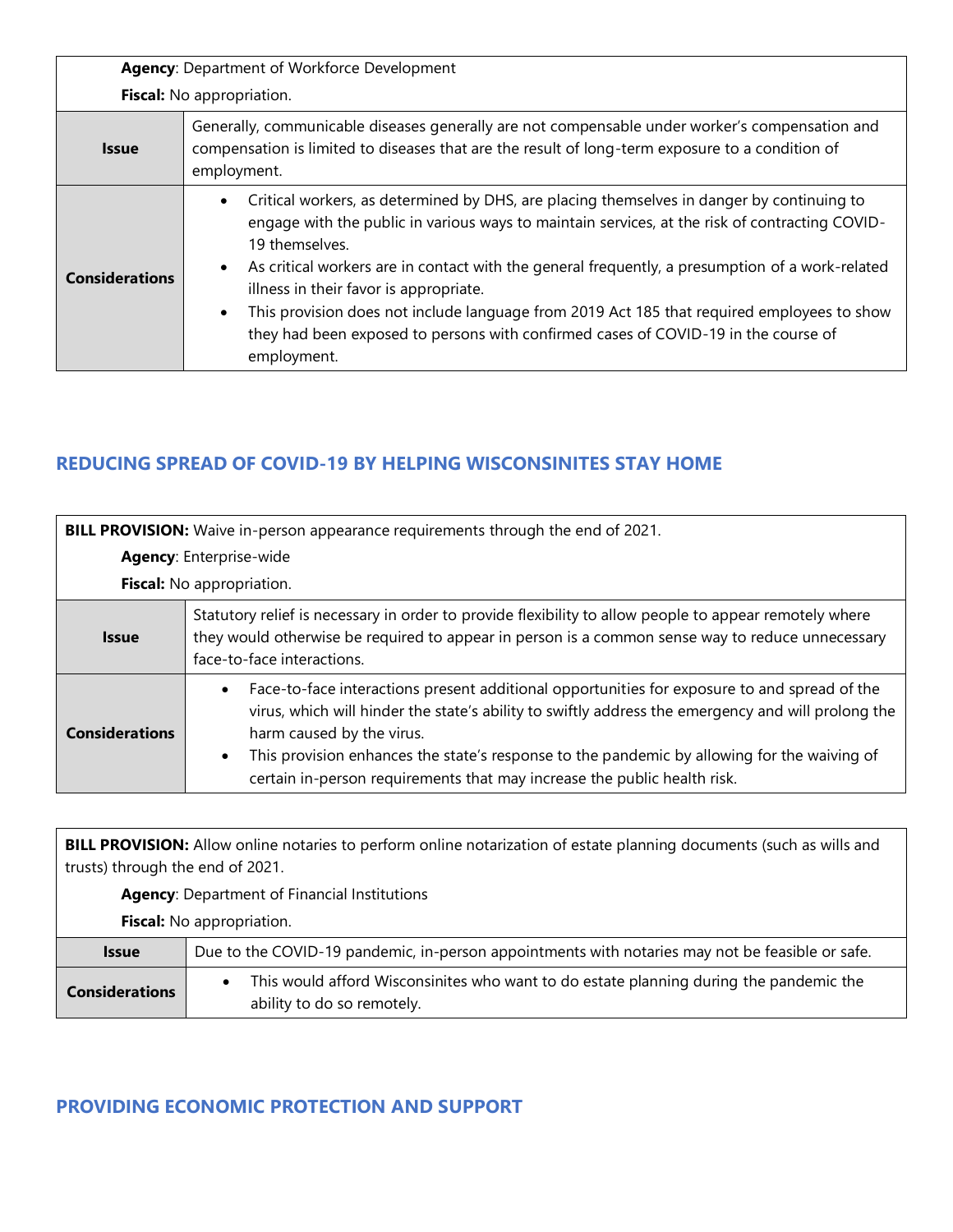| **Agency**: Department of Workforce Development<br>**Fiscal:** No appropriation. | |
|---|---|
| **Issue** | Generally, communicable diseases generally are not compensable under worker's compensation and compensation is limited to diseases that are the result of long-term exposure to a condition of employment. |
| **Considerations** | • Critical workers, as determined by DHS, are placing themselves in danger by continuing to engage with the public in various ways to maintain services, at the risk of contracting COVID-19 themselves.<br>• As critical workers are in contact with the general frequently, a presumption of a work-related illness in their favor is appropriate.<br>• This provision does not include language from 2019 Act 185 that required employees to show they had been exposed to persons with confirmed cases of COVID-19 in the course of employment. |

## REDUCING SPREAD OF COVID-19 BY HELPING WISCONSINITES STAY HOME

| **BILL PROVISION:** Waive in-person appearance requirements through the end of 2021.<br>**Agency**: Enterprise-wide<br>**Fiscal:** No appropriation. | |
|---|---|
| **Issue** | Statutory relief is necessary in order to provide flexibility to allow people to appear remotely where they would otherwise be required to appear in person is a common sense way to reduce unnecessary face-to-face interactions. |
| **Considerations** | • Face-to-face interactions present additional opportunities for exposure to and spread of the virus, which will hinder the state's ability to swiftly address the emergency and will prolong the harm caused by the virus.<br>• This provision enhances the state's response to the pandemic by allowing for the waiving of certain in-person requirements that may increase the public health risk. |

| **BILL PROVISION:** Allow online notaries to perform online notarization of estate planning documents (such as wills and trusts) through the end of 2021.<br>**Agency**: Department of Financial Institutions<br>**Fiscal:** No appropriation. | |
|---|---|
| **Issue** | Due to the COVID-19 pandemic, in-person appointments with notaries may not be feasible or safe. |
| **Considerations** | • This would afford Wisconsinites who want to do estate planning during the pandemic the ability to do so remotely. |

## PROVIDING ECONOMIC PROTECTION AND SUPPORT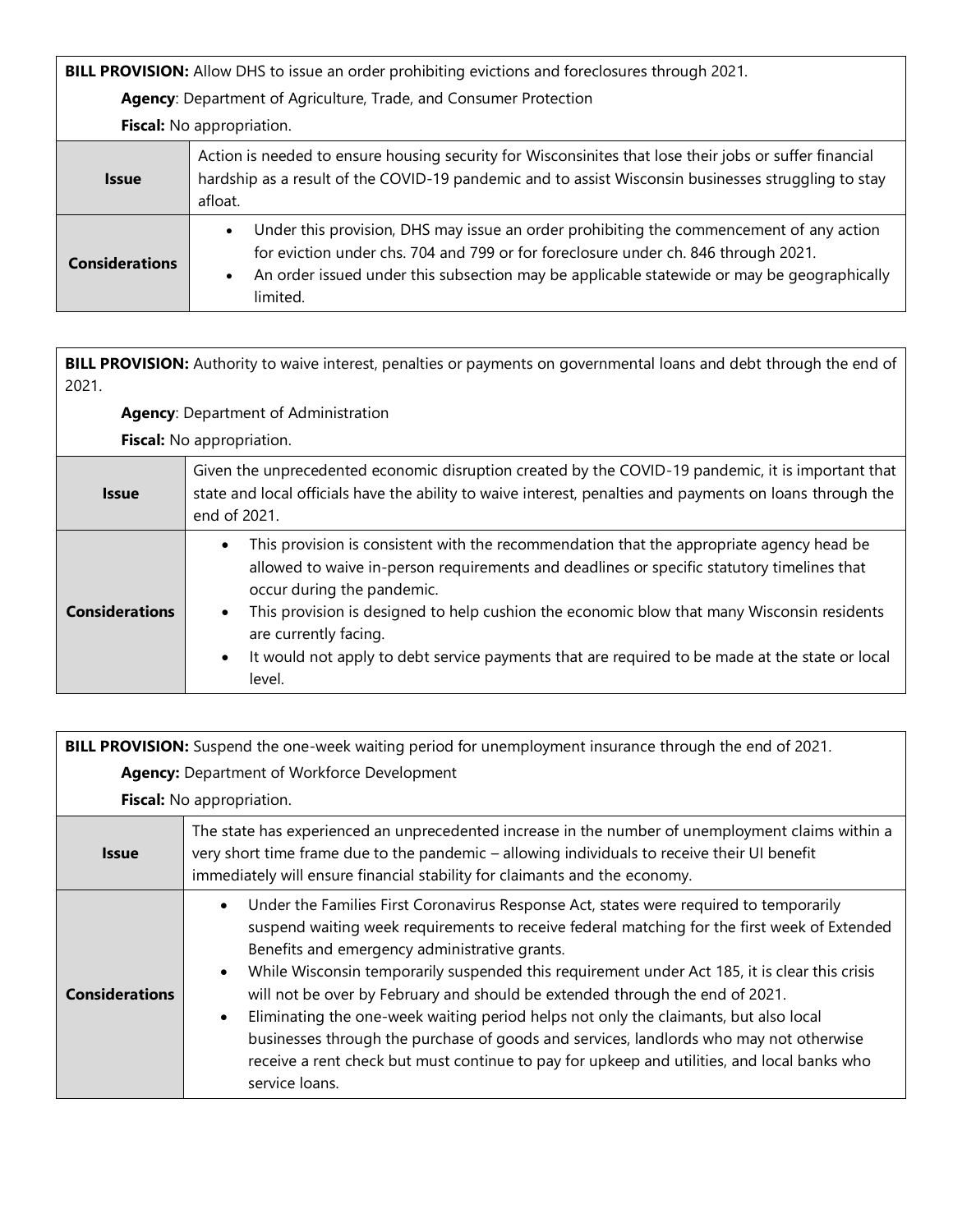**BILL PROVISION:** Allow DHS to issue an order prohibiting evictions and foreclosures through 2021.

**Agency**: Department of Agriculture, Trade, and Consumer Protection

**Fiscal:** No appropriation.

| | |
|---|---|
| **Issue** | Action is needed to ensure housing security for Wisconsinites that lose their jobs or suffer financial hardship as a result of the COVID-19 pandemic and to assist Wisconsin businesses struggling to stay afloat. |
| **Considerations** | • Under this provision, DHS may issue an order prohibiting the commencement of any action for eviction under chs. 704 and 799 or for foreclosure under ch. 846 through 2021.<br>• An order issued under this subsection may be applicable statewide or may be geographically limited. |

**BILL PROVISION:** Authority to waive interest, penalties or payments on governmental loans and debt through the end of 2021.

**Agency**: Department of Administration

**Fiscal:** No appropriation.

| | |
|---|---|
| **Issue** | Given the unprecedented economic disruption created by the COVID-19 pandemic, it is important that state and local officials have the ability to waive interest, penalties and payments on loans through the end of 2021. |
| **Considerations** | • This provision is consistent with the recommendation that the appropriate agency head be allowed to waive in-person requirements and deadlines or specific statutory timelines that occur during the pandemic.<br>• This provision is designed to help cushion the economic blow that many Wisconsin residents are currently facing.<br>• It would not apply to debt service payments that are required to be made at the state or local level. |

**BILL PROVISION:** Suspend the one-week waiting period for unemployment insurance through the end of 2021.

**Agency:** Department of Workforce Development

**Fiscal:** No appropriation.

| | |
|---|---|
| **Issue** | The state has experienced an unprecedented increase in the number of unemployment claims within a very short time frame due to the pandemic – allowing individuals to receive their UI benefit immediately will ensure financial stability for claimants and the economy. |
| **Considerations** | • Under the Families First Coronavirus Response Act, states were required to temporarily suspend waiting week requirements to receive federal matching for the first week of Extended Benefits and emergency administrative grants.<br>• While Wisconsin temporarily suspended this requirement under Act 185, it is clear this crisis will not be over by February and should be extended through the end of 2021.<br>• Eliminating the one-week waiting period helps not only the claimants, but also local businesses through the purchase of goods and services, landlords who may not otherwise receive a rent check but must continue to pay for upkeep and utilities, and local banks who service loans. |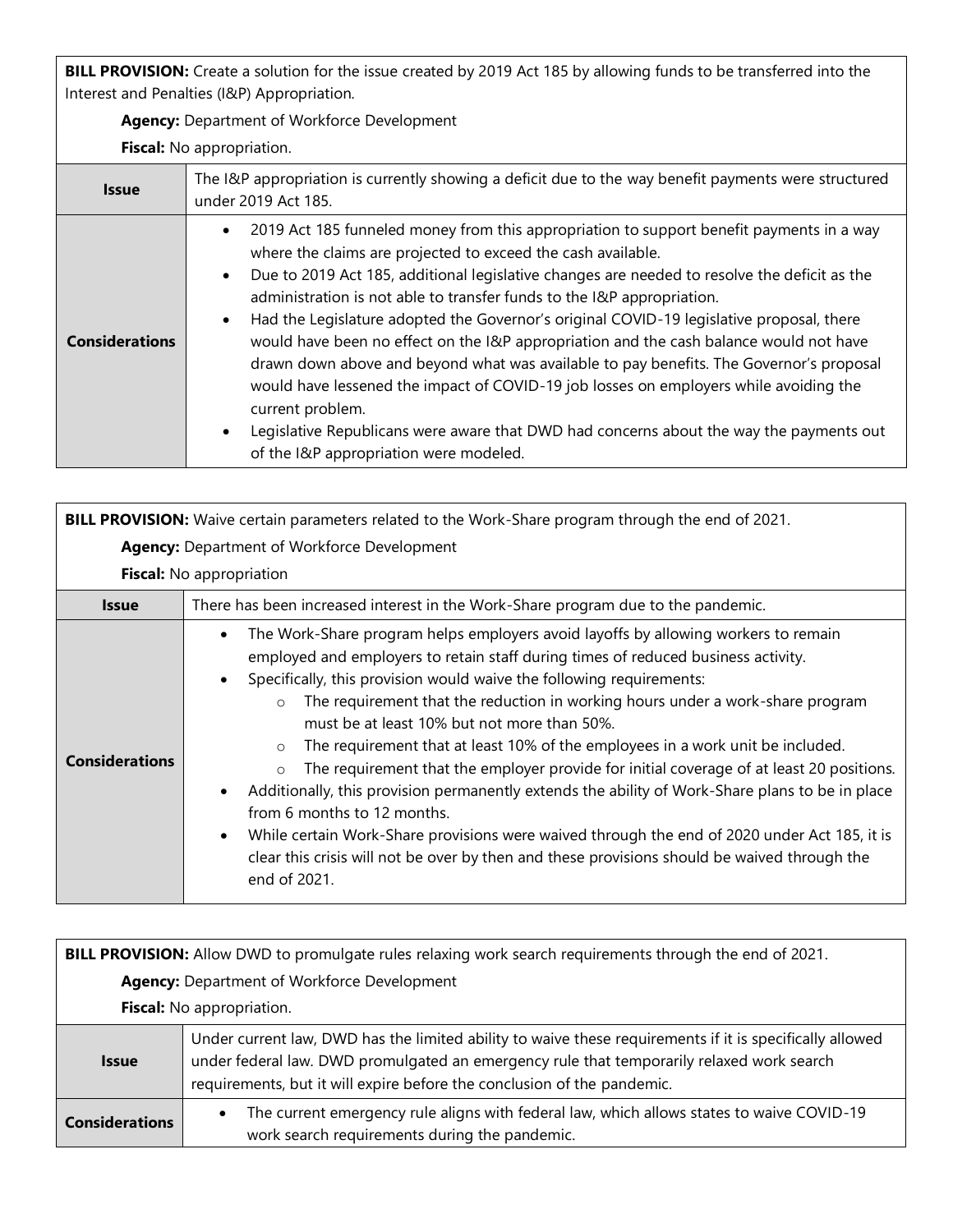**BILL PROVISION:** Create a solution for the issue created by 2019 Act 185 by allowing funds to be transferred into the Interest and Penalties (I&P) Appropriation.

**Agency:** Department of Workforce Development

**Fiscal:** No appropriation.

| | |
|---|---|
| **Issue** | The I&P appropriation is currently showing a deficit due to the way benefit payments were structured under 2019 Act 185. |
| **Considerations** | • 2019 Act 185 funneled money from this appropriation to support benefit payments in a way where the claims are projected to exceed the cash available.<br>• Due to 2019 Act 185, additional legislative changes are needed to resolve the deficit as the administration is not able to transfer funds to the I&P appropriation.<br>• Had the Legislature adopted the Governor's original COVID-19 legislative proposal, there would have been no effect on the I&P appropriation and the cash balance would not have drawn down above and beyond what was available to pay benefits. The Governor's proposal would have lessened the impact of COVID-19 job losses on employers while avoiding the current problem.<br>• Legislative Republicans were aware that DWD had concerns about the way the payments out of the I&P appropriation were modeled. |

**BILL PROVISION:** Waive certain parameters related to the Work-Share program through the end of 2021.

**Agency:** Department of Workforce Development

**Fiscal:** No appropriation

| | |
|---|---|
| **Issue** | There has been increased interest in the Work-Share program due to the pandemic. |
| **Considerations** | • The Work-Share program helps employers avoid layoffs by allowing workers to remain employed and employers to retain staff during times of reduced business activity.<br>• Specifically, this provision would waive the following requirements:<br>  ○ The requirement that the reduction in working hours under a work-share program must be at least 10% but not more than 50%.<br>  ○ The requirement that at least 10% of the employees in a work unit be included.<br>  ○ The requirement that the employer provide for initial coverage of at least 20 positions.<br>• Additionally, this provision permanently extends the ability of Work-Share plans to be in place from 6 months to 12 months.<br>• While certain Work-Share provisions were waived through the end of 2020 under Act 185, it is clear this crisis will not be over by then and these provisions should be waived through the end of 2021. |

**BILL PROVISION:** Allow DWD to promulgate rules relaxing work search requirements through the end of 2021.

**Agency:** Department of Workforce Development

**Fiscal:** No appropriation.

| | |
|---|---|
| **Issue** | Under current law, DWD has the limited ability to waive these requirements if it is specifically allowed under federal law. DWD promulgated an emergency rule that temporarily relaxed work search requirements, but it will expire before the conclusion of the pandemic. |
| **Considerations** | • The current emergency rule aligns with federal law, which allows states to waive COVID-19 work search requirements during the pandemic. |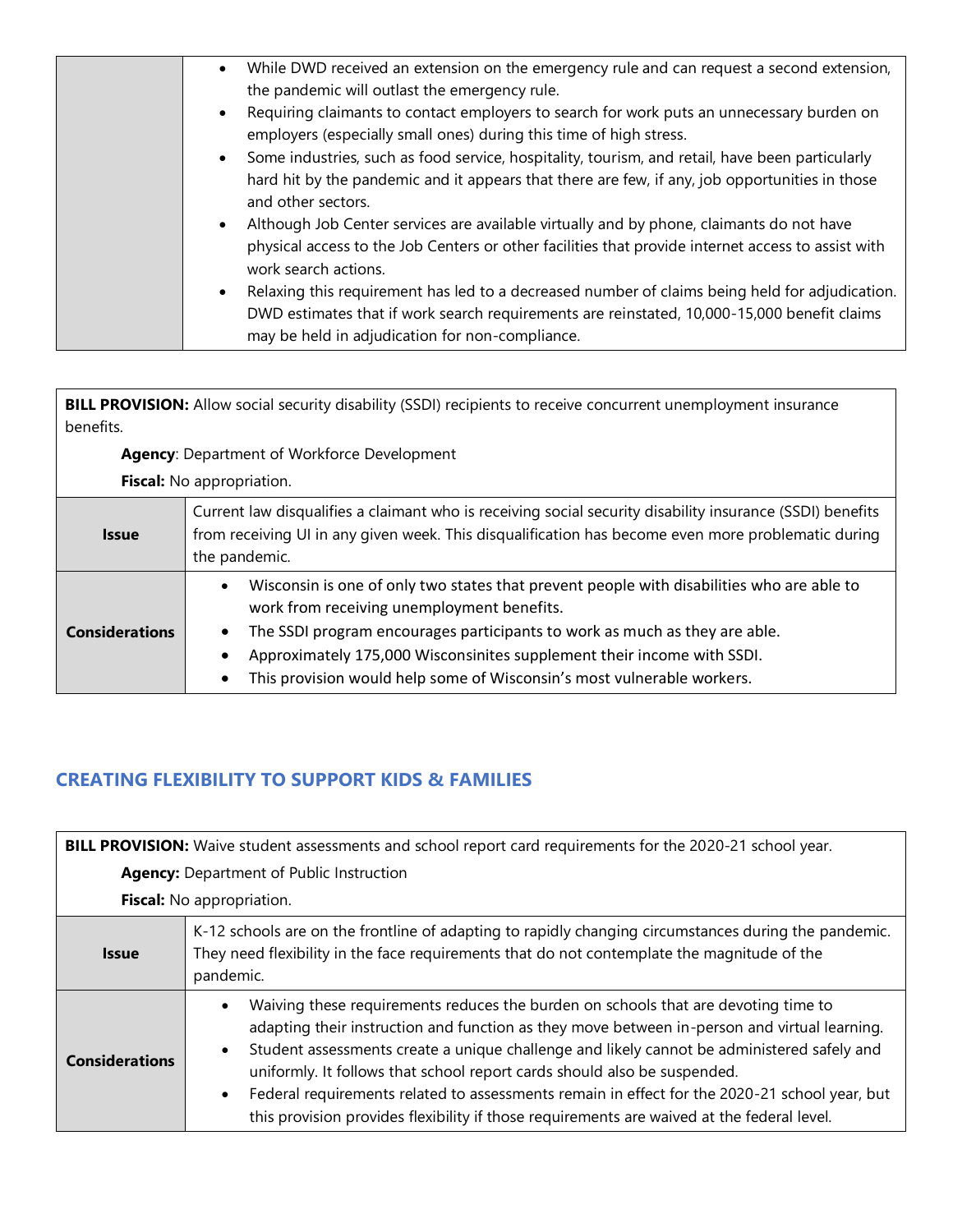|  |  |
|---|---|
|  | <ul><li>While DWD received an extension on the emergency rule and can request a second extension, the pandemic will outlast the emergency rule.</li><li>Requiring claimants to contact employers to search for work puts an unnecessary burden on employers (especially small ones) during this time of high stress.</li><li>Some industries, such as food service, hospitality, tourism, and retail, have been particularly hard hit by the pandemic and it appears that there are few, if any, job opportunities in those and other sectors.</li><li>Although Job Center services are available virtually and by phone, claimants do not have physical access to the Job Centers or other facilities that provide internet access to assist with work search actions.</li><li>Relaxing this requirement has led to a decreased number of claims being held for adjudication. DWD estimates that if work search requirements are reinstated, 10,000-15,000 benefit claims may be held in adjudication for non-compliance.</li></ul> |

**BILL PROVISION:** Allow social security disability (SSDI) recipients to receive concurrent unemployment insurance benefits.

**Agency**: Department of Workforce Development

**Fiscal:** No appropriation.

|  |  |
|---|---|
| **Issue** | Current law disqualifies a claimant who is receiving social security disability insurance (SSDI) benefits from receiving UI in any given week. This disqualification has become even more problematic during the pandemic. |
| **Considerations** | <ul><li>Wisconsin is one of only two states that prevent people with disabilities who are able to work from receiving unemployment benefits.</li><li>The SSDI program encourages participants to work as much as they are able.</li><li>Approximately 175,000 Wisconsinites supplement their income with SSDI.</li><li>This provision would help some of Wisconsin's most vulnerable workers.</li></ul> |

## CREATING FLEXIBILITY TO SUPPORT KIDS & FAMILIES

**BILL PROVISION:** Waive student assessments and school report card requirements for the 2020-21 school year.

**Agency:** Department of Public Instruction

**Fiscal:** No appropriation.

|  |  |
|---|---|
| **Issue** | K-12 schools are on the frontline of adapting to rapidly changing circumstances during the pandemic. They need flexibility in the face requirements that do not contemplate the magnitude of the pandemic. |
| **Considerations** | <ul><li>Waiving these requirements reduces the burden on schools that are devoting time to adapting their instruction and function as they move between in-person and virtual learning.</li><li>Student assessments create a unique challenge and likely cannot be administered safely and uniformly. It follows that school report cards should also be suspended.</li><li>Federal requirements related to assessments remain in effect for the 2020-21 school year, but this provision provides flexibility if those requirements are waived at the federal level.</li></ul> |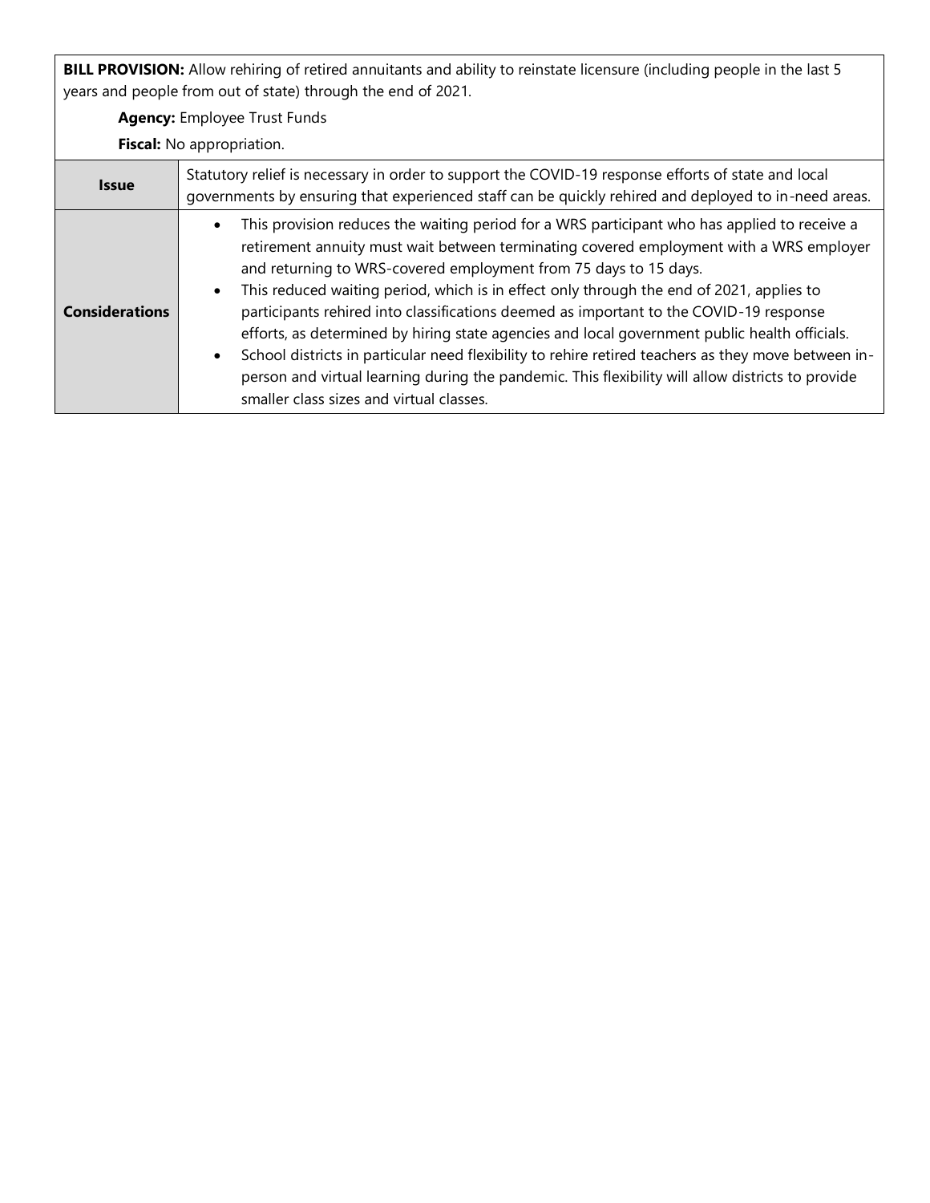**BILL PROVISION:** Allow rehiring of retired annuitants and ability to reinstate licensure (including people in the last 5 years and people from out of state) through the end of 2021.

**Agency:** Employee Trust Funds

**Fiscal:** No appropriation.

| | |
|---|---|
| **Issue** | Statutory relief is necessary in order to support the COVID-19 response efforts of state and local governments by ensuring that experienced staff can be quickly rehired and deployed to in-need areas. |
| **Considerations** | • This provision reduces the waiting period for a WRS participant who has applied to receive a retirement annuity must wait between terminating covered employment with a WRS employer and returning to WRS-covered employment from 75 days to 15 days.<br>• This reduced waiting period, which is in effect only through the end of 2021, applies to participants rehired into classifications deemed as important to the COVID-19 response efforts, as determined by hiring state agencies and local government public health officials.<br>• School districts in particular need flexibility to rehire retired teachers as they move between in-person and virtual learning during the pandemic. This flexibility will allow districts to provide smaller class sizes and virtual classes. |